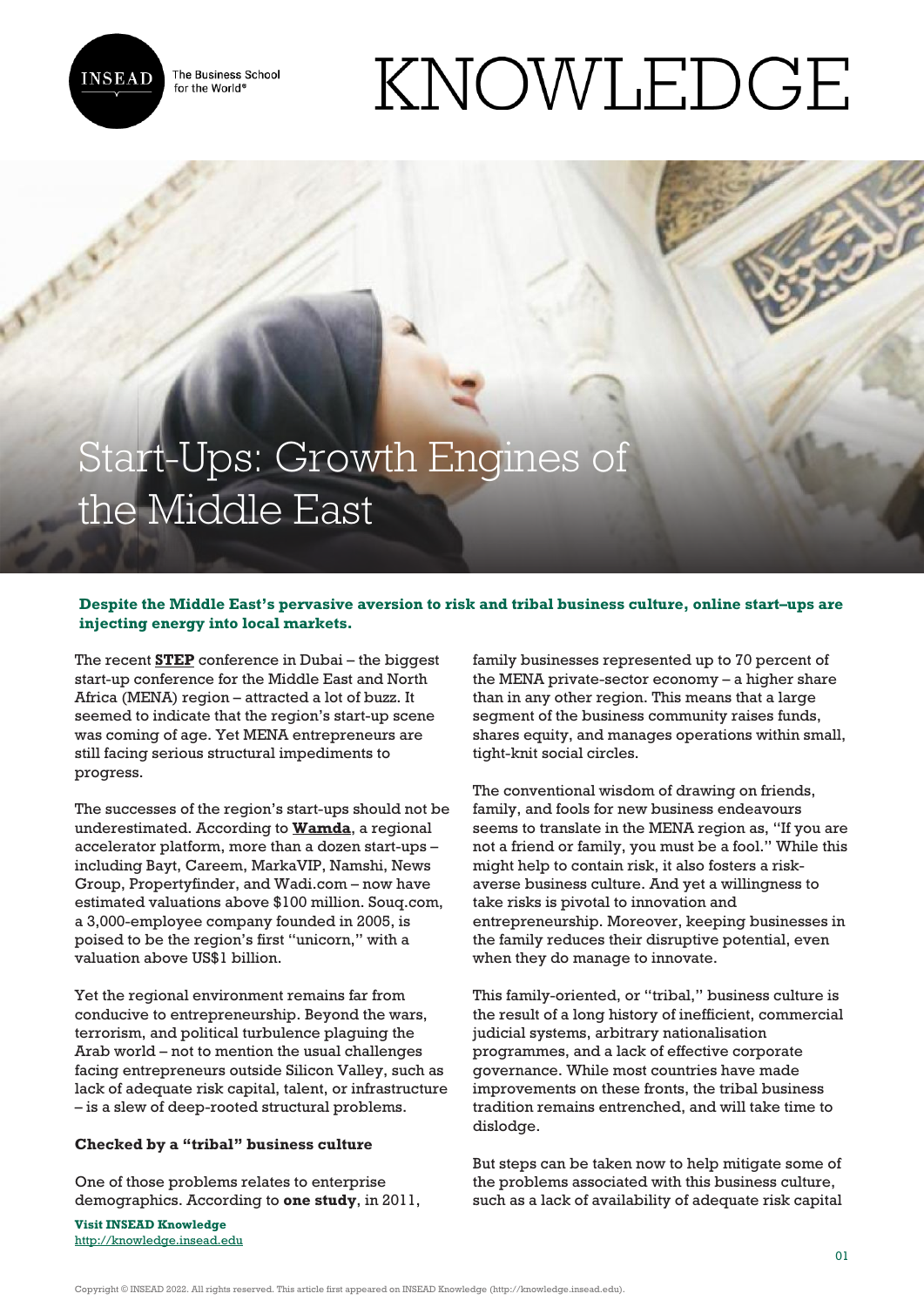# Start-Ups: Growth Engines of the Middle East

**Despite the Middle East's pervasive aversion to risk and tribal business culture, online start–ups are injecting energy into local markets.**

The recent **STEP** conference in Dubai – the biggest start-up conference for the Middle East and North Africa (MENA) region – attracted a lot of buzz. It seemed to indicate that the region's start-up scene was coming of age. Yet MENA entrepreneurs are still facing serious structural impediments to progress.

The successes of the region's start-ups should not be underestimated. According to **Wamda**, a regional accelerator platform, more than a dozen start-ups – including Bayt, Careem, MarkaVIP, Namshi, News Group, Propertyfinder, and Wadi.com – now have estimated valuations above $100 million. Souq.com, a 3,000-employee company founded in 2005, is poised to be the region's first "unicorn," with a valuation above US$1 billion.

Yet the regional environment remains far from conducive to entrepreneurship. Beyond the wars, terrorism, and political turbulence plaguing the Arab world – not to mention the usual challenges facing entrepreneurs outside Silicon Valley, such as lack of adequate risk capital, talent, or infrastructure – is a slew of deep-rooted structural problems.

### Checked by a "tribal" business culture

One of those problems relates to enterprise demographics. According to **one study**, in 2011, family businesses represented up to 70 percent of the MENA private-sector economy – a higher share than in any other region. This means that a large segment of the business community raises funds, shares equity, and manages operations within small, tight-knit social circles.

The conventional wisdom of drawing on friends, family, and fools for new business endeavours seems to translate in the MENA region as, "If you are not a friend or family, you must be a fool." While this might help to contain risk, it also fosters a risk-averse business culture. And yet a willingness to take risks is pivotal to innovation and entrepreneurship. Moreover, keeping businesses in the family reduces their disruptive potential, even when they do manage to innovate.

This family-oriented, or "tribal," business culture is the result of a long history of inefficient, commercial judicial systems, arbitrary nationalisation programmes, and a lack of effective corporate governance. While most countries have made improvements on these fronts, the tribal business tradition remains entrenched, and will take time to dislodge.

But steps can be taken now to help mitigate some of the problems associated with this business culture, such as a lack of availability of adequate risk capital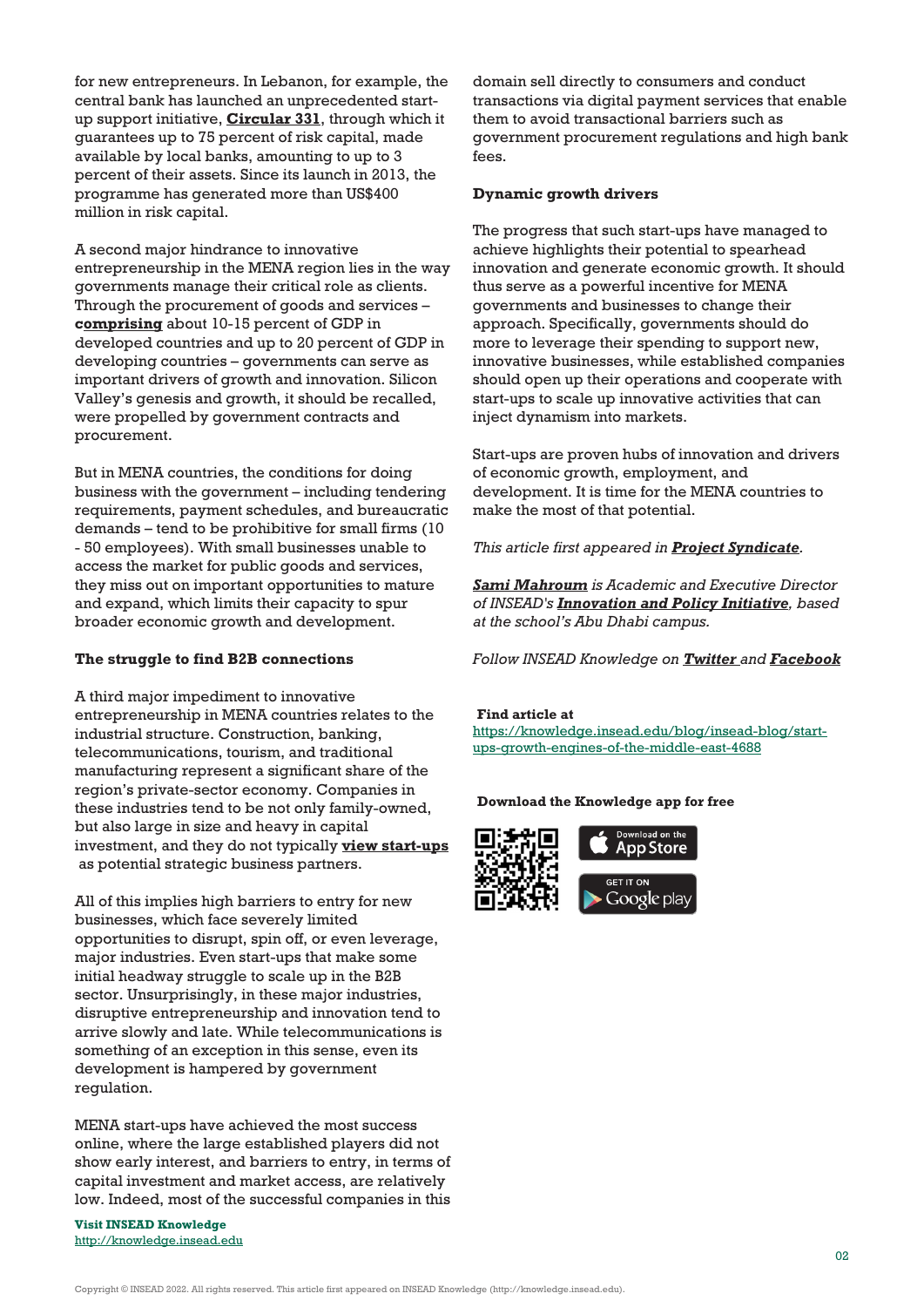for new entrepreneurs. In Lebanon, for example, the central bank has launched an unprecedented start-up support initiative, **Circular 331**, through which it guarantees up to 75 percent of risk capital, made available by local banks, amounting to up to 3 percent of their assets. Since its launch in 2013, the programme has generated more than US$400 million in risk capital.

A second major hindrance to innovative entrepreneurship in the MENA region lies in the way governments manage their critical role as clients. Through the procurement of goods and services – **comprising** about 10-15 percent of GDP in developed countries and up to 20 percent of GDP in developing countries – governments can serve as important drivers of growth and innovation. Silicon Valley's genesis and growth, it should be recalled, were propelled by government contracts and procurement.

But in MENA countries, the conditions for doing business with the government – including tendering requirements, payment schedules, and bureaucratic demands – tend to be prohibitive for small firms (10 - 50 employees). With small businesses unable to access the market for public goods and services, they miss out on important opportunities to mature and expand, which limits their capacity to spur broader economic growth and development.

**The struggle to find B2B connections**

A third major impediment to innovative entrepreneurship in MENA countries relates to the industrial structure. Construction, banking, telecommunications, tourism, and traditional manufacturing represent a significant share of the region's private-sector economy. Companies in these industries tend to be not only family-owned, but also large in size and heavy in capital investment, and they do not typically **view start-ups** as potential strategic business partners.

All of this implies high barriers to entry for new businesses, which face severely limited opportunities to disrupt, spin off, or even leverage, major industries. Even start-ups that make some initial headway struggle to scale up in the B2B sector. Unsurprisingly, in these major industries, disruptive entrepreneurship and innovation tend to arrive slowly and late. While telecommunications is something of an exception in this sense, even its development is hampered by government regulation.

MENA start-ups have achieved the most success online, where the large established players did not show early interest, and barriers to entry, in terms of capital investment and market access, are relatively low. Indeed, most of the successful companies in this domain sell directly to consumers and conduct transactions via digital payment services that enable them to avoid transactional barriers such as government procurement regulations and high bank fees.

**Dynamic growth drivers**

The progress that such start-ups have managed to achieve highlights their potential to spearhead innovation and generate economic growth. It should thus serve as a powerful incentive for MENA governments and businesses to change their approach. Specifically, governments should do more to leverage their spending to support new, innovative businesses, while established companies should open up their operations and cooperate with start-ups to scale up innovative activities that can inject dynamism into markets.

Start-ups are proven hubs of innovation and drivers of economic growth, employment, and development. It is time for the MENA countries to make the most of that potential.

*This article first appeared in **Project Syndicate**.*

***Sami Mahroum*** *is Academic and Executive Director of INSEAD's **Innovation and Policy Initiative**, based at the school's Abu Dhabi campus.*

*Follow INSEAD Knowledge on **Twitter** and **Facebook***

**Find article at**
https://knowledge.insead.edu/blog/insead-blog/start-ups-growth-engines-of-the-middle-east-4688

**Download the Knowledge app for free**

Download on the App Store

GET IT ON Google play

**Visit INSEAD Knowledge**
http://knowledge.insead.edu

Copyright © INSEAD 2022. All rights reserved. This article first appeared on INSEAD Knowledge (http://knowledge.insead.edu).